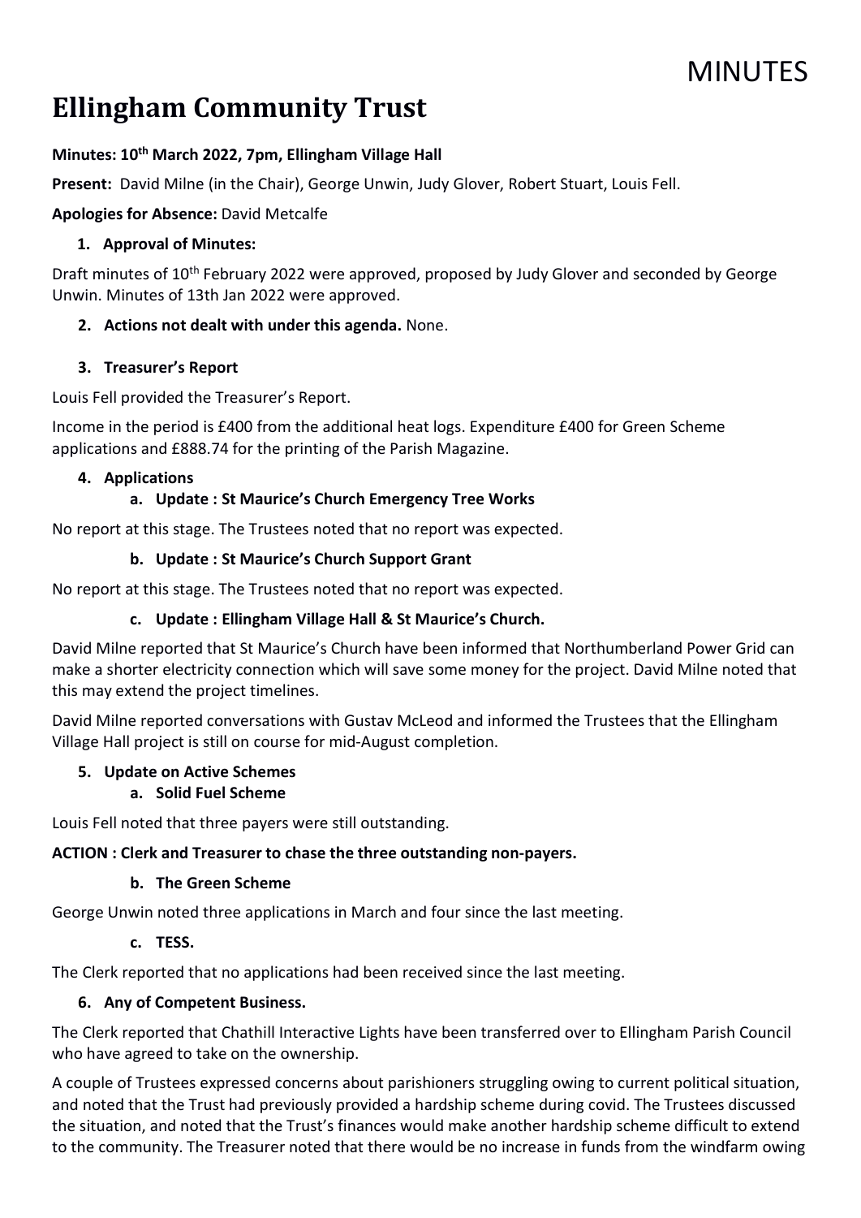MINUTES

# Ellingham Community Trust

**Minutes: 10th March 2022, 7pm, Ellingham Village Hall**

**Present:** David Milne (in the Chair), George Unwin, Judy Glover, Robert Stuart, Louis Fell.

**Apologies for Absence:** David Metcalfe

1. **Approval of Minutes:**

Draft minutes of 10th February 2022 were approved, proposed by Judy Glover and seconded by George Unwin. Minutes of 13th Jan 2022 were approved.

2. **Actions not dealt with under this agenda.** None.

3. **Treasurer's Report**

Louis Fell provided the Treasurer's Report.

Income in the period is £400 from the additional heat logs. Expenditure £400 for Green Scheme applications and £888.74 for the printing of the Parish Magazine.

4. **Applications**

   a. **Update : St Maurice's Church Emergency Tree Works**

No report at this stage. The Trustees noted that no report was expected.

   b. **Update : St Maurice's Church Support Grant**

No report at this stage. The Trustees noted that no report was expected.

   c. **Update : Ellingham Village Hall & St Maurice's Church.**

David Milne reported that St Maurice's Church have been informed that Northumberland Power Grid can make a shorter electricity connection which will save some money for the project. David Milne noted that this may extend the project timelines.

David Milne reported conversations with Gustav McLeod and informed the Trustees that the Ellingham Village Hall project is still on course for mid-August completion.

5. **Update on Active Schemes**

   a. **Solid Fuel Scheme**

Louis Fell noted that three payers were still outstanding.

**ACTION : Clerk and Treasurer to chase the three outstanding non-payers.**

   b. **The Green Scheme**

George Unwin noted three applications in March and four since the last meeting.

   c. **TESS.**

The Clerk reported that no applications had been received since the last meeting.

6. **Any of Competent Business.**

The Clerk reported that Chathill Interactive Lights have been transferred over to Ellingham Parish Council who have agreed to take on the ownership.

A couple of Trustees expressed concerns about parishioners struggling owing to current political situation, and noted that the Trust had previously provided a hardship scheme during covid. The Trustees discussed the situation, and noted that the Trust's finances would make another hardship scheme difficult to extend to the community. The Treasurer noted that there would be no increase in funds from the windfarm owing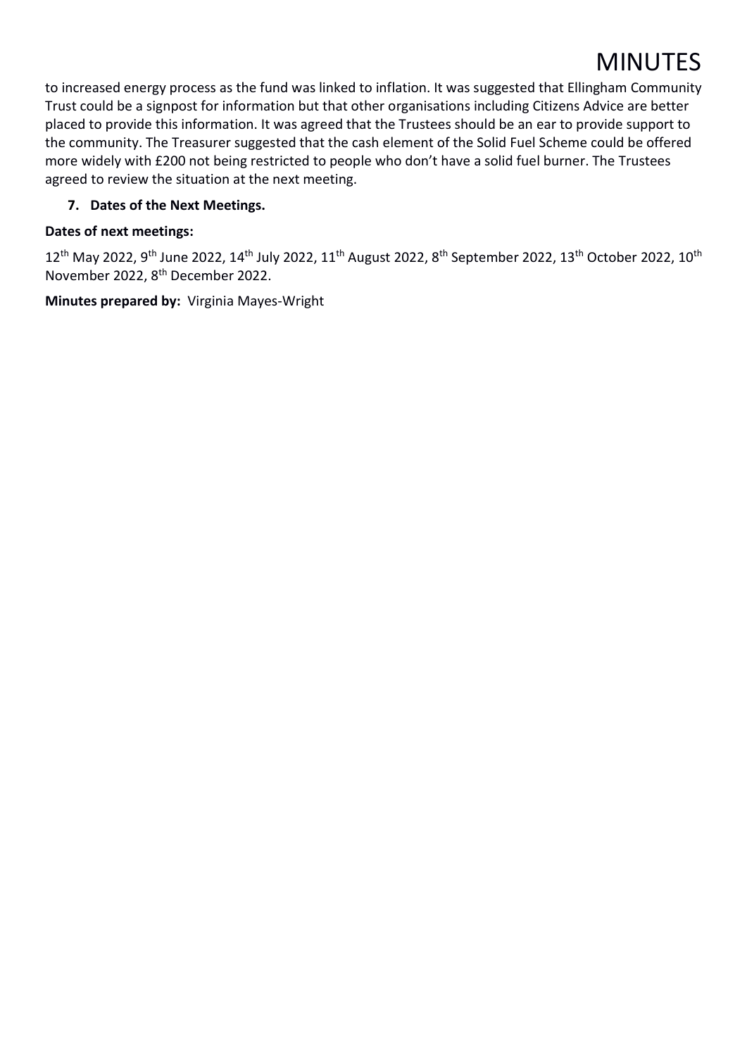to increased energy process as the fund was linked to inflation. It was suggested that Ellingham Community Trust could be a signpost for information but that other organisations including Citizens Advice are better placed to provide this information. It was agreed that the Trustees should be an ear to provide support to the community. The Treasurer suggested that the cash element of the Solid Fuel Scheme could be offered more widely with £200 not being restricted to people who don't have a solid fuel burner. The Trustees agreed to review the situation at the next meeting.

7. **Dates of the Next Meetings.**

**Dates of next meetings:**

12th May 2022, 9th June 2022, 14th July 2022, 11th August 2022, 8th September 2022, 13th October 2022, 10th November 2022, 8th December 2022.

**Minutes prepared by:** Virginia Mayes-Wright